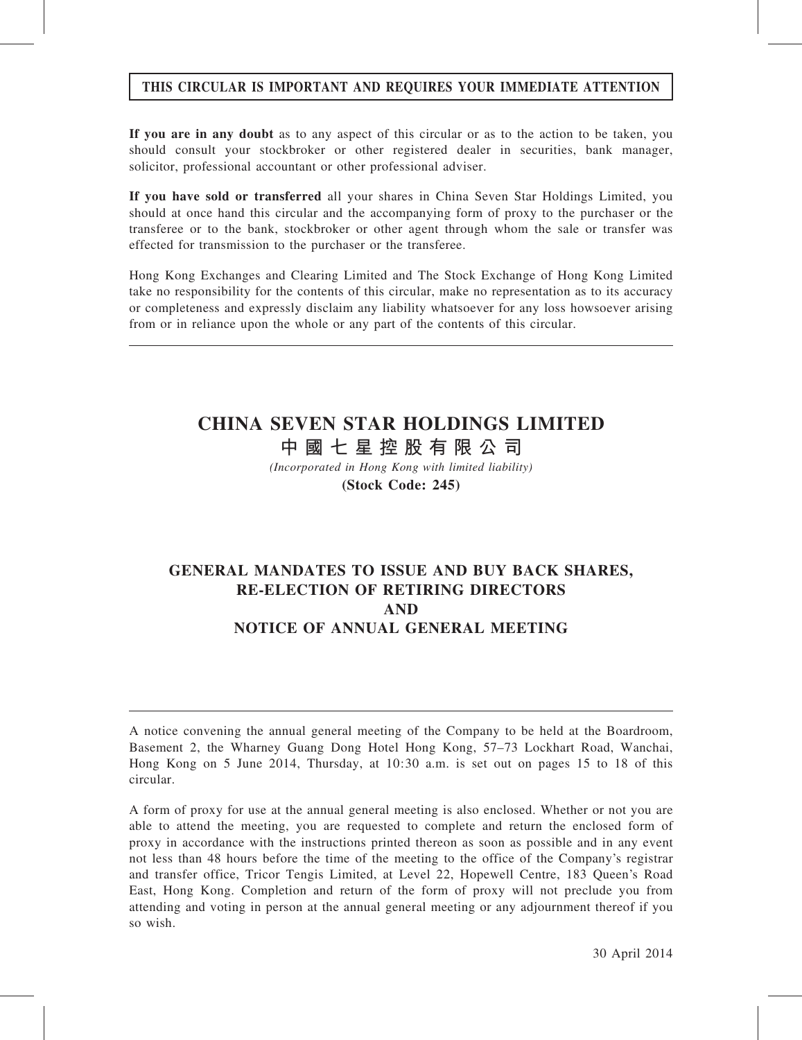**THIS CIRCULAR IS IMPORTANT AND REQUIRES YOUR IMMEDIATE ATTENTION**

**If you are in any doubt** as to any aspect of this circular or as to the action to be taken, you should consult your stockbroker or other registered dealer in securities, bank manager, solicitor, professional accountant or other professional adviser.

**If you have sold or transferred** all your shares in China Seven Star Holdings Limited, you should at once hand this circular and the accompanying form of proxy to the purchaser or the transferee or to the bank, stockbroker or other agent through whom the sale or transfer was effected for transmission to the purchaser or the transferee.

Hong Kong Exchanges and Clearing Limited and The Stock Exchange of Hong Kong Limited take no responsibility for the contents of this circular, make no representation as to its accuracy or completeness and expressly disclaim any liability whatsoever for any loss howsoever arising from or in reliance upon the whole or any part of the contents of this circular.

---

# CHINA SEVEN STAR HOLDINGS LIMITED

# 中國七星控股有限公司

*(Incorporated in Hong Kong with limited liability)*

**(Stock Code: 245)**

## GENERAL MANDATES TO ISSUE AND BUY BACK SHARES, RE-ELECTION OF RETIRING DIRECTORS AND NOTICE OF ANNUAL GENERAL MEETING

---

A notice convening the annual general meeting of the Company to be held at the Boardroom, Basement 2, the Wharney Guang Dong Hotel Hong Kong, 57–73 Lockhart Road, Wanchai, Hong Kong on 5 June 2014, Thursday, at 10:30 a.m. is set out on pages 15 to 18 of this circular.

A form of proxy for use at the annual general meeting is also enclosed. Whether or not you are able to attend the meeting, you are requested to complete and return the enclosed form of proxy in accordance with the instructions printed thereon as soon as possible and in any event not less than 48 hours before the time of the meeting to the office of the Company's registrar and transfer office, Tricor Tengis Limited, at Level 22, Hopewell Centre, 183 Queen's Road East, Hong Kong. Completion and return of the form of proxy will not preclude you from attending and voting in person at the annual general meeting or any adjournment thereof if you so wish.

30 April 2014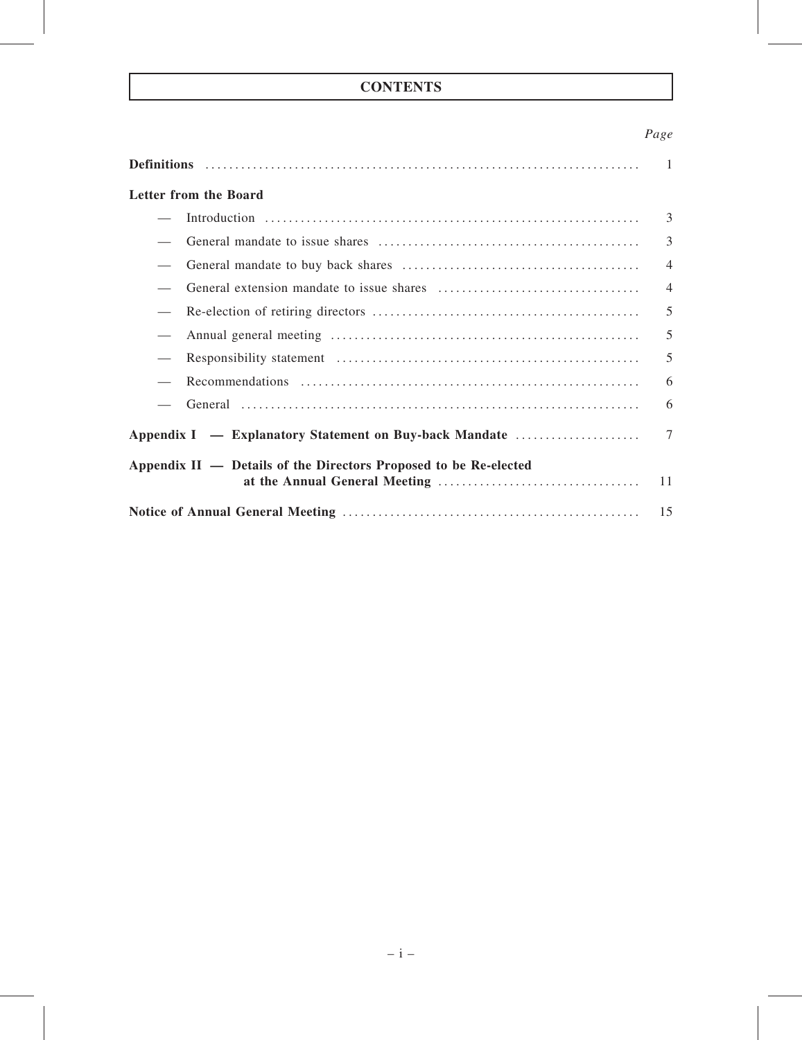# CONTENTS

| | Page |
|---|---|
| **Definitions** | 1 |
| **Letter from the Board** | |
| — Introduction | 3 |
| — General mandate to issue shares | 3 |
| — General mandate to buy back shares | 4 |
| — General extension mandate to issue shares | 4 |
| — Re-election of retiring directors | 5 |
| — Annual general meeting | 5 |
| — Responsibility statement | 5 |
| — Recommendations | 6 |
| — General | 6 |
| **Appendix I — Explanatory Statement on Buy-back Mandate** | 7 |
| **Appendix II — Details of the Directors Proposed to be Re-elected at the Annual General Meeting** | 11 |
| **Notice of Annual General Meeting** | 15 |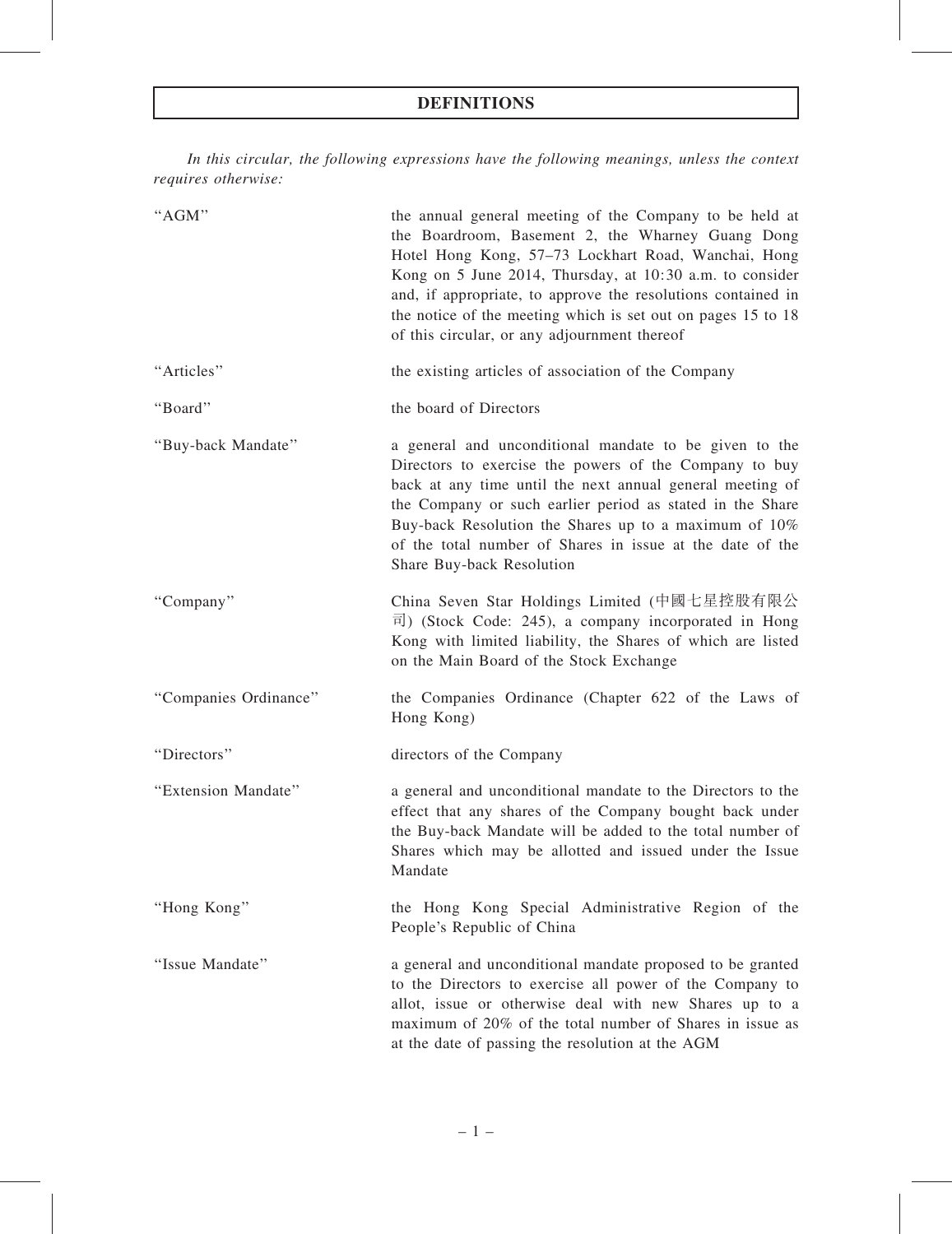# DEFINITIONS

*In this circular, the following expressions have the following meanings, unless the context requires otherwise:*

| | |
|---|---|
| "AGM" | the annual general meeting of the Company to be held at the Boardroom, Basement 2, the Wharney Guang Dong Hotel Hong Kong, 57–73 Lockhart Road, Wanchai, Hong Kong on 5 June 2014, Thursday, at 10:30 a.m. to consider and, if appropriate, to approve the resolutions contained in the notice of the meeting which is set out on pages 15 to 18 of this circular, or any adjournment thereof |
| "Articles" | the existing articles of association of the Company |
| "Board" | the board of Directors |
| "Buy-back Mandate" | a general and unconditional mandate to be given to the Directors to exercise the powers of the Company to buy back at any time until the next annual general meeting of the Company or such earlier period as stated in the Share Buy-back Resolution the Shares up to a maximum of 10% of the total number of Shares in issue at the date of the Share Buy-back Resolution |
| "Company" | China Seven Star Holdings Limited (中國七星控股有限公司) (Stock Code: 245), a company incorporated in Hong Kong with limited liability, the Shares of which are listed on the Main Board of the Stock Exchange |
| "Companies Ordinance" | the Companies Ordinance (Chapter 622 of the Laws of Hong Kong) |
| "Directors" | directors of the Company |
| "Extension Mandate" | a general and unconditional mandate to the Directors to the effect that any shares of the Company bought back under the Buy-back Mandate will be added to the total number of Shares which may be allotted and issued under the Issue Mandate |
| "Hong Kong" | the Hong Kong Special Administrative Region of the People's Republic of China |
| "Issue Mandate" | a general and unconditional mandate proposed to be granted to the Directors to exercise all power of the Company to allot, issue or otherwise deal with new Shares up to a maximum of 20% of the total number of Shares in issue as at the date of passing the resolution at the AGM |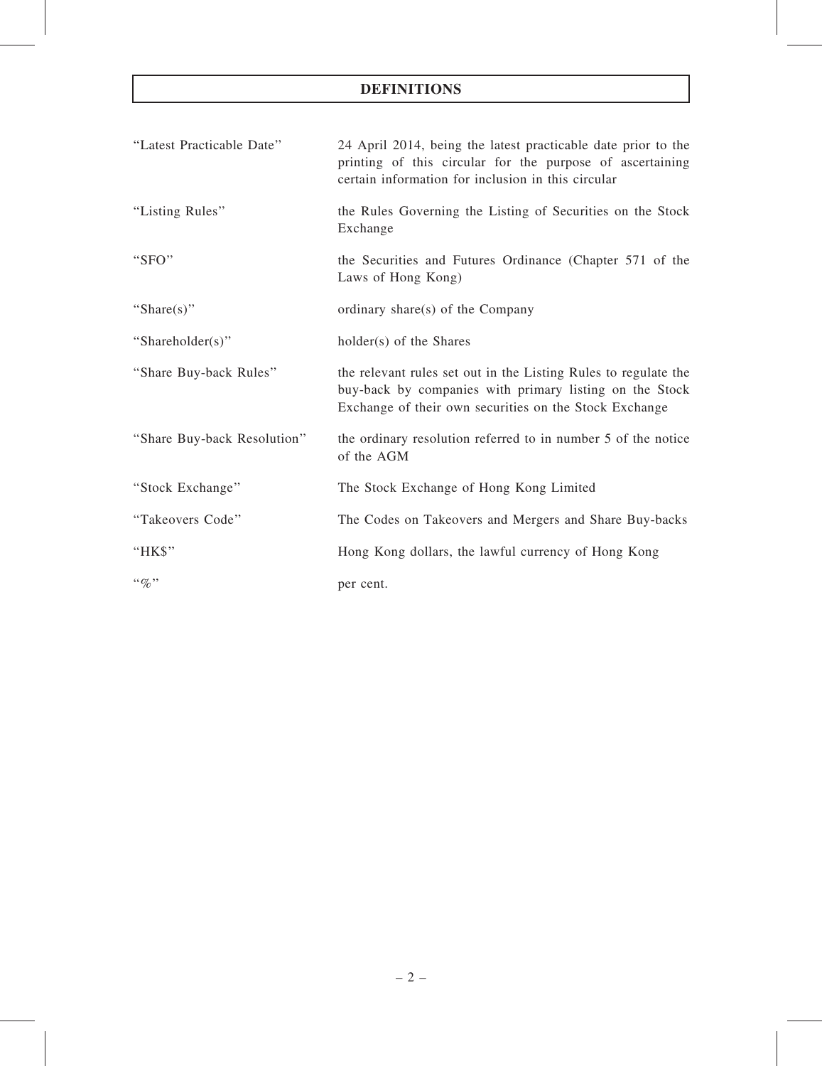# DEFINITIONS

| | |
|---|---|
| "Latest Practicable Date" | 24 April 2014, being the latest practicable date prior to the printing of this circular for the purpose of ascertaining certain information for inclusion in this circular |
| "Listing Rules" | the Rules Governing the Listing of Securities on the Stock Exchange |
| "SFO" | the Securities and Futures Ordinance (Chapter 571 of the Laws of Hong Kong) |
| "Share(s)" | ordinary share(s) of the Company |
| "Shareholder(s)" | holder(s) of the Shares |
| "Share Buy-back Rules" | the relevant rules set out in the Listing Rules to regulate the buy-back by companies with primary listing on the Stock Exchange of their own securities on the Stock Exchange |
| "Share Buy-back Resolution" | the ordinary resolution referred to in number 5 of the notice of the AGM |
| "Stock Exchange" | The Stock Exchange of Hong Kong Limited |
| "Takeovers Code" | The Codes on Takeovers and Mergers and Share Buy-backs |
| "HK$" | Hong Kong dollars, the lawful currency of Hong Kong |
| "%" | per cent. |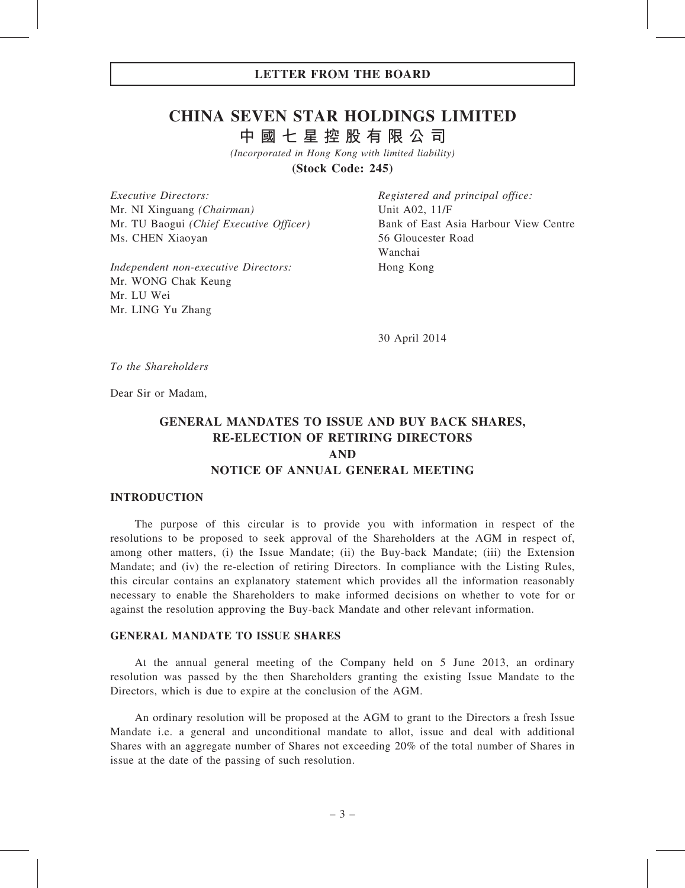**LETTER FROM THE BOARD**

# CHINA SEVEN STAR HOLDINGS LIMITED

# 中國七星控股有限公司

*(Incorporated in Hong Kong with limited liability)*

**(Stock Code: 245)**

*Executive Directors:*
Mr. NI Xinguang *(Chairman)*
Mr. TU Baogui *(Chief Executive Officer)*
Ms. CHEN Xiaoyan

*Independent non-executive Directors:*
Mr. WONG Chak Keung
Mr. LU Wei
Mr. LING Yu Zhang

*Registered and principal office:*
Unit A02, 11/F
Bank of East Asia Harbour View Centre
56 Gloucester Road
Wanchai
Hong Kong

30 April 2014

*To the Shareholders*

Dear Sir or Madam,

## GENERAL MANDATES TO ISSUE AND BUY BACK SHARES, RE-ELECTION OF RETIRING DIRECTORS AND NOTICE OF ANNUAL GENERAL MEETING

### INTRODUCTION

The purpose of this circular is to provide you with information in respect of the resolutions to be proposed to seek approval of the Shareholders at the AGM in respect of, among other matters, (i) the Issue Mandate; (ii) the Buy-back Mandate; (iii) the Extension Mandate; and (iv) the re-election of retiring Directors. In compliance with the Listing Rules, this circular contains an explanatory statement which provides all the information reasonably necessary to enable the Shareholders to make informed decisions on whether to vote for or against the resolution approving the Buy-back Mandate and other relevant information.

### GENERAL MANDATE TO ISSUE SHARES

At the annual general meeting of the Company held on 5 June 2013, an ordinary resolution was passed by the then Shareholders granting the existing Issue Mandate to the Directors, which is due to expire at the conclusion of the AGM.

An ordinary resolution will be proposed at the AGM to grant to the Directors a fresh Issue Mandate i.e. a general and unconditional mandate to allot, issue and deal with additional Shares with an aggregate number of Shares not exceeding 20% of the total number of Shares in issue at the date of the passing of such resolution.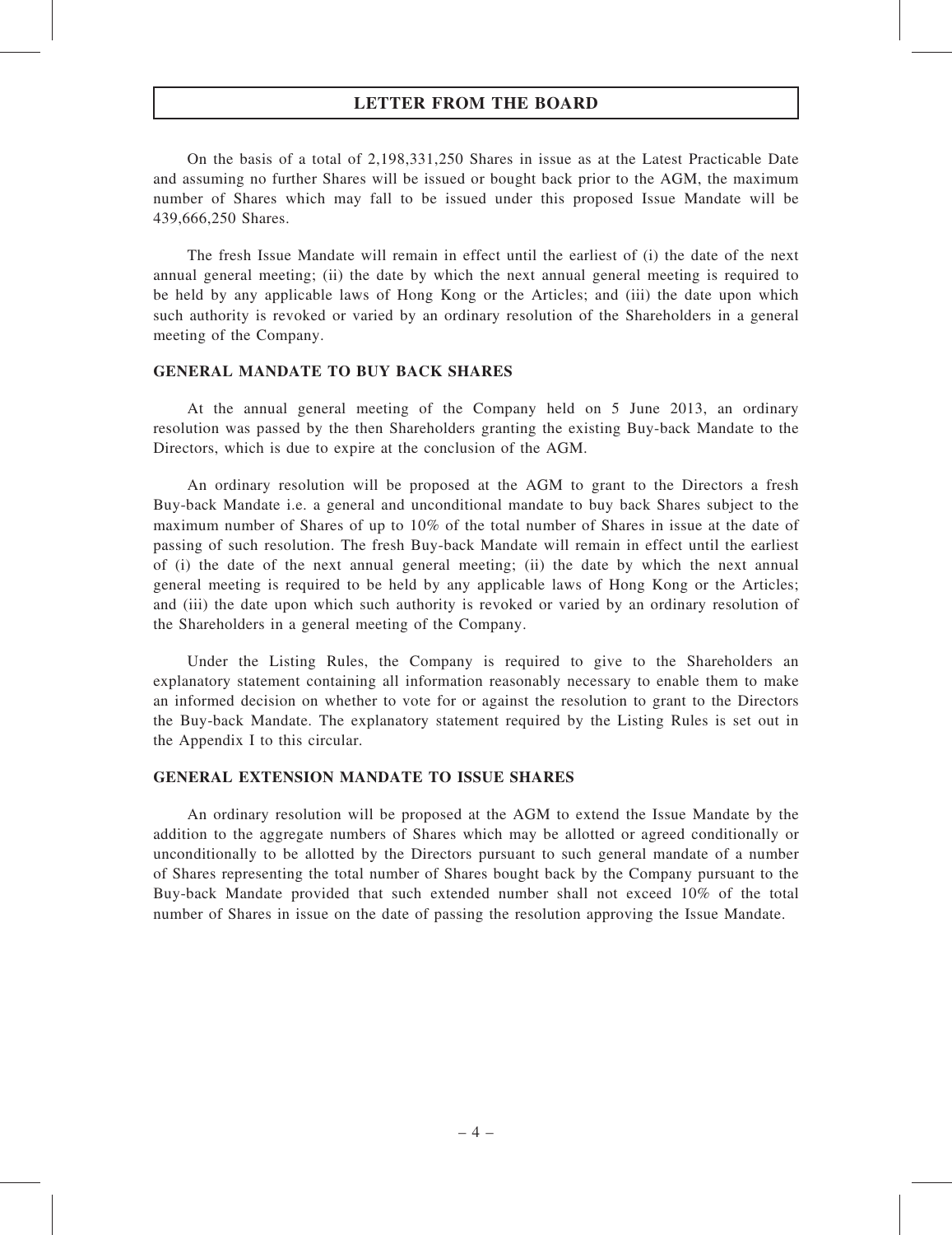## LETTER FROM THE BOARD

On the basis of a total of 2,198,331,250 Shares in issue as at the Latest Practicable Date and assuming no further Shares will be issued or bought back prior to the AGM, the maximum number of Shares which may fall to be issued under this proposed Issue Mandate will be 439,666,250 Shares.

The fresh Issue Mandate will remain in effect until the earliest of (i) the date of the next annual general meeting; (ii) the date by which the next annual general meeting is required to be held by any applicable laws of Hong Kong or the Articles; and (iii) the date upon which such authority is revoked or varied by an ordinary resolution of the Shareholders in a general meeting of the Company.

### GENERAL MANDATE TO BUY BACK SHARES

At the annual general meeting of the Company held on 5 June 2013, an ordinary resolution was passed by the then Shareholders granting the existing Buy-back Mandate to the Directors, which is due to expire at the conclusion of the AGM.

An ordinary resolution will be proposed at the AGM to grant to the Directors a fresh Buy-back Mandate i.e. a general and unconditional mandate to buy back Shares subject to the maximum number of Shares of up to 10% of the total number of Shares in issue at the date of passing of such resolution. The fresh Buy-back Mandate will remain in effect until the earliest of (i) the date of the next annual general meeting; (ii) the date by which the next annual general meeting is required to be held by any applicable laws of Hong Kong or the Articles; and (iii) the date upon which such authority is revoked or varied by an ordinary resolution of the Shareholders in a general meeting of the Company.

Under the Listing Rules, the Company is required to give to the Shareholders an explanatory statement containing all information reasonably necessary to enable them to make an informed decision on whether to vote for or against the resolution to grant to the Directors the Buy-back Mandate. The explanatory statement required by the Listing Rules is set out in the Appendix I to this circular.

### GENERAL EXTENSION MANDATE TO ISSUE SHARES

An ordinary resolution will be proposed at the AGM to extend the Issue Mandate by the addition to the aggregate numbers of Shares which may be allotted or agreed conditionally or unconditionally to be allotted by the Directors pursuant to such general mandate of a number of Shares representing the total number of Shares bought back by the Company pursuant to the Buy-back Mandate provided that such extended number shall not exceed 10% of the total number of Shares in issue on the date of passing the resolution approving the Issue Mandate.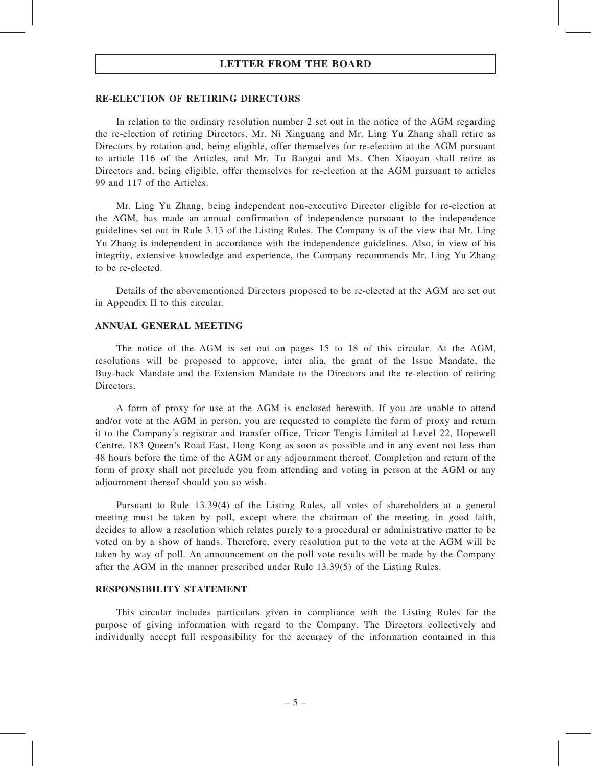# LETTER FROM THE BOARD

## RE-ELECTION OF RETIRING DIRECTORS

In relation to the ordinary resolution number 2 set out in the notice of the AGM regarding the re-election of retiring Directors, Mr. Ni Xinguang and Mr. Ling Yu Zhang shall retire as Directors by rotation and, being eligible, offer themselves for re-election at the AGM pursuant to article 116 of the Articles, and Mr. Tu Baogui and Ms. Chen Xiaoyan shall retire as Directors and, being eligible, offer themselves for re-election at the AGM pursuant to articles 99 and 117 of the Articles.

Mr. Ling Yu Zhang, being independent non-executive Director eligible for re-election at the AGM, has made an annual confirmation of independence pursuant to the independence guidelines set out in Rule 3.13 of the Listing Rules. The Company is of the view that Mr. Ling Yu Zhang is independent in accordance with the independence guidelines. Also, in view of his integrity, extensive knowledge and experience, the Company recommends Mr. Ling Yu Zhang to be re-elected.

Details of the abovementioned Directors proposed to be re-elected at the AGM are set out in Appendix II to this circular.

## ANNUAL GENERAL MEETING

The notice of the AGM is set out on pages 15 to 18 of this circular. At the AGM, resolutions will be proposed to approve, inter alia, the grant of the Issue Mandate, the Buy-back Mandate and the Extension Mandate to the Directors and the re-election of retiring Directors.

A form of proxy for use at the AGM is enclosed herewith. If you are unable to attend and/or vote at the AGM in person, you are requested to complete the form of proxy and return it to the Company's registrar and transfer office, Tricor Tengis Limited at Level 22, Hopewell Centre, 183 Queen's Road East, Hong Kong as soon as possible and in any event not less than 48 hours before the time of the AGM or any adjournment thereof. Completion and return of the form of proxy shall not preclude you from attending and voting in person at the AGM or any adjournment thereof should you so wish.

Pursuant to Rule 13.39(4) of the Listing Rules, all votes of shareholders at a general meeting must be taken by poll, except where the chairman of the meeting, in good faith, decides to allow a resolution which relates purely to a procedural or administrative matter to be voted on by a show of hands. Therefore, every resolution put to the vote at the AGM will be taken by way of poll. An announcement on the poll vote results will be made by the Company after the AGM in the manner prescribed under Rule 13.39(5) of the Listing Rules.

## RESPONSIBILITY STATEMENT

This circular includes particulars given in compliance with the Listing Rules for the purpose of giving information with regard to the Company. The Directors collectively and individually accept full responsibility for the accuracy of the information contained in this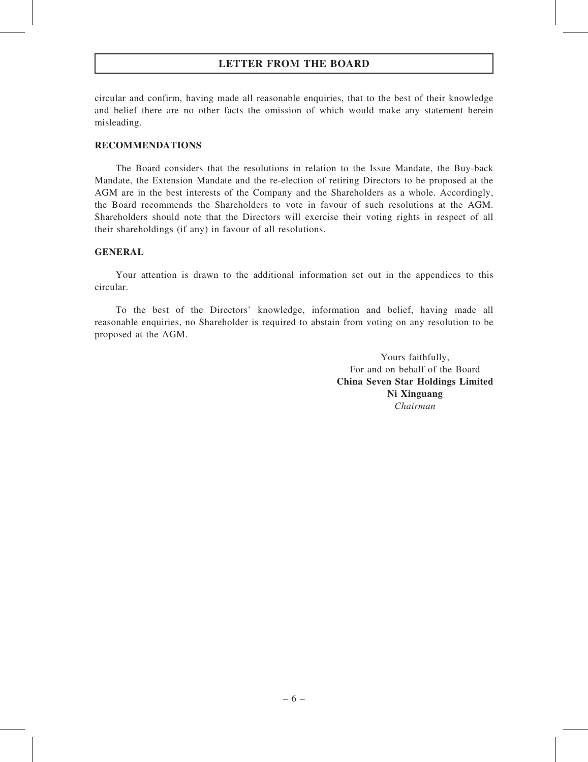circular and confirm, having made all reasonable enquiries, that to the best of their knowledge and belief there are no other facts the omission of which would make any statement herein misleading.

## RECOMMENDATIONS

The Board considers that the resolutions in relation to the Issue Mandate, the Buy-back Mandate, the Extension Mandate and the re-election of retiring Directors to be proposed at the AGM are in the best interests of the Company and the Shareholders as a whole. Accordingly, the Board recommends the Shareholders to vote in favour of such resolutions at the AGM. Shareholders should note that the Directors will exercise their voting rights in respect of all their shareholdings (if any) in favour of all resolutions.

## GENERAL

Your attention is drawn to the additional information set out in the appendices to this circular.

To the best of the Directors' knowledge, information and belief, having made all reasonable enquiries, no Shareholder is required to abstain from voting on any resolution to be proposed at the AGM.

Yours faithfully,
For and on behalf of the Board
**China Seven Star Holdings Limited**
**Ni Xinguang**
*Chairman*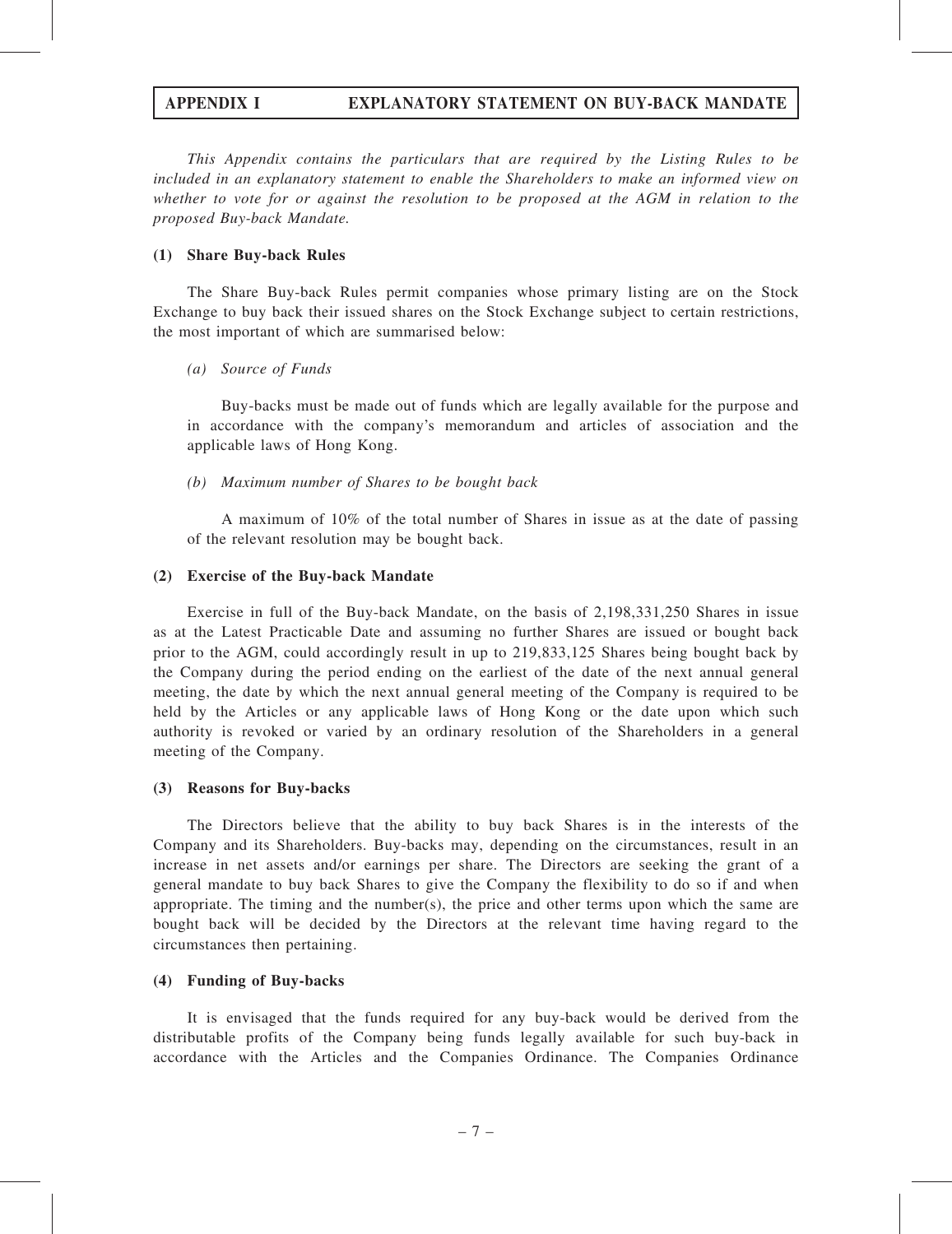## APPENDIX I EXPLANATORY STATEMENT ON BUY-BACK MANDATE

*This Appendix contains the particulars that are required by the Listing Rules to be included in an explanatory statement to enable the Shareholders to make an informed view on whether to vote for or against the resolution to be proposed at the AGM in relation to the proposed Buy-back Mandate.*

### (1) Share Buy-back Rules

The Share Buy-back Rules permit companies whose primary listing are on the Stock Exchange to buy back their issued shares on the Stock Exchange subject to certain restrictions, the most important of which are summarised below:

*(a) Source of Funds*

Buy-backs must be made out of funds which are legally available for the purpose and in accordance with the company's memorandum and articles of association and the applicable laws of Hong Kong.

*(b) Maximum number of Shares to be bought back*

A maximum of 10% of the total number of Shares in issue as at the date of passing of the relevant resolution may be bought back.

### (2) Exercise of the Buy-back Mandate

Exercise in full of the Buy-back Mandate, on the basis of 2,198,331,250 Shares in issue as at the Latest Practicable Date and assuming no further Shares are issued or bought back prior to the AGM, could accordingly result in up to 219,833,125 Shares being bought back by the Company during the period ending on the earliest of the date of the next annual general meeting, the date by which the next annual general meeting of the Company is required to be held by the Articles or any applicable laws of Hong Kong or the date upon which such authority is revoked or varied by an ordinary resolution of the Shareholders in a general meeting of the Company.

### (3) Reasons for Buy-backs

The Directors believe that the ability to buy back Shares is in the interests of the Company and its Shareholders. Buy-backs may, depending on the circumstances, result in an increase in net assets and/or earnings per share. The Directors are seeking the grant of a general mandate to buy back Shares to give the Company the flexibility to do so if and when appropriate. The timing and the number(s), the price and other terms upon which the same are bought back will be decided by the Directors at the relevant time having regard to the circumstances then pertaining.

### (4) Funding of Buy-backs

It is envisaged that the funds required for any buy-back would be derived from the distributable profits of the Company being funds legally available for such buy-back in accordance with the Articles and the Companies Ordinance. The Companies Ordinance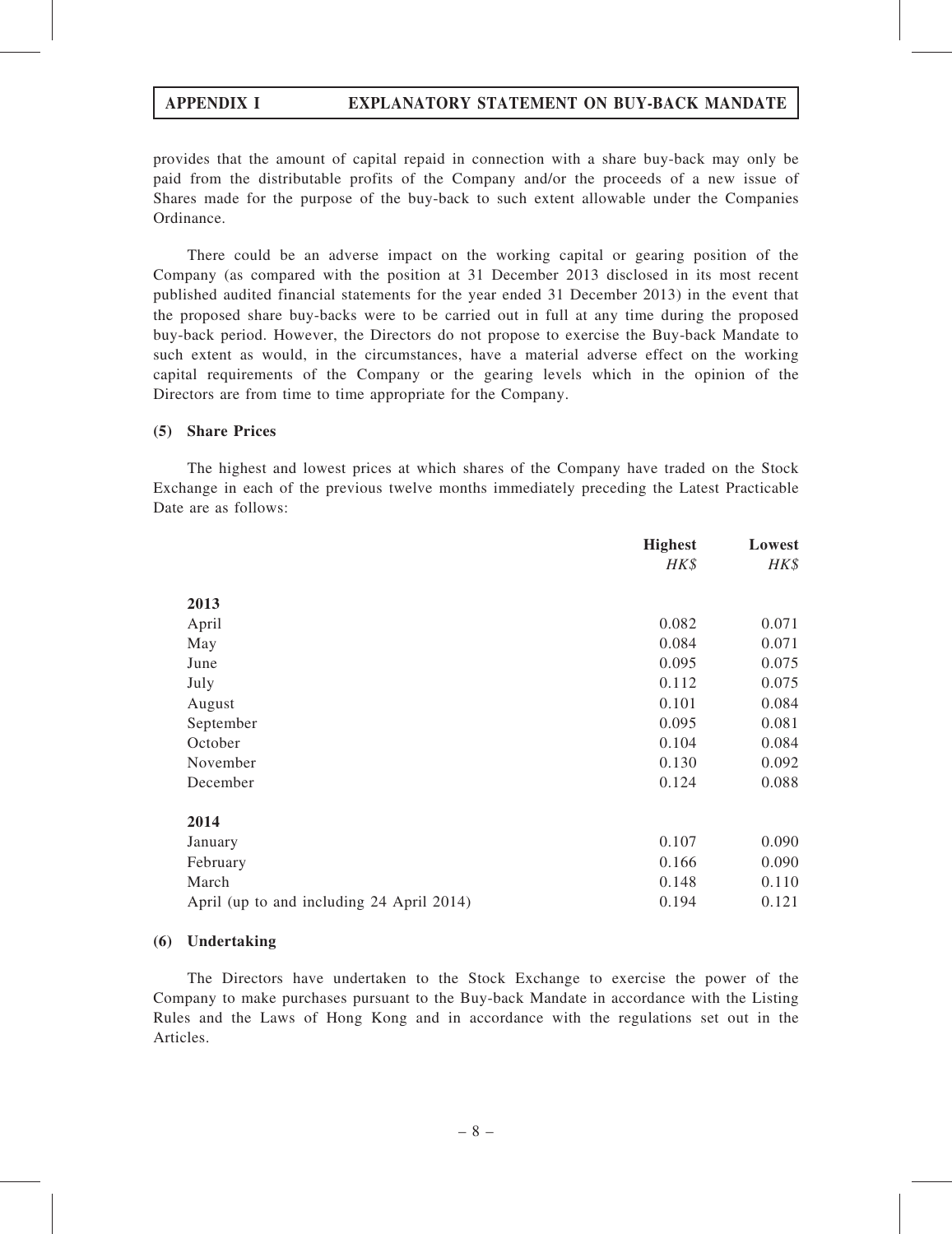provides that the amount of capital repaid in connection with a share buy-back may only be paid from the distributable profits of the Company and/or the proceeds of a new issue of Shares made for the purpose of the buy-back to such extent allowable under the Companies Ordinance.

There could be an adverse impact on the working capital or gearing position of the Company (as compared with the position at 31 December 2013 disclosed in its most recent published audited financial statements for the year ended 31 December 2013) in the event that the proposed share buy-backs were to be carried out in full at any time during the proposed buy-back period. However, the Directors do not propose to exercise the Buy-back Mandate to such extent as would, in the circumstances, have a material adverse effect on the working capital requirements of the Company or the gearing levels which in the opinion of the Directors are from time to time appropriate for the Company.

**(5) Share Prices**

The highest and lowest prices at which shares of the Company have traded on the Stock Exchange in each of the previous twelve months immediately preceding the Latest Practicable Date are as follows:

| | **Highest** | **Lowest** |
|---|---|---|
| | *HK$* | *HK$* |
| **2013** | | |
| April | 0.082 | 0.071 |
| May | 0.084 | 0.071 |
| June | 0.095 | 0.075 |
| July | 0.112 | 0.075 |
| August | 0.101 | 0.084 |
| September | 0.095 | 0.081 |
| October | 0.104 | 0.084 |
| November | 0.130 | 0.092 |
| December | 0.124 | 0.088 |
| **2014** | | |
| January | 0.107 | 0.090 |
| February | 0.166 | 0.090 |
| March | 0.148 | 0.110 |
| April (up to and including 24 April 2014) | 0.194 | 0.121 |

**(6) Undertaking**

The Directors have undertaken to the Stock Exchange to exercise the power of the Company to make purchases pursuant to the Buy-back Mandate in accordance with the Listing Rules and the Laws of Hong Kong and in accordance with the regulations set out in the Articles.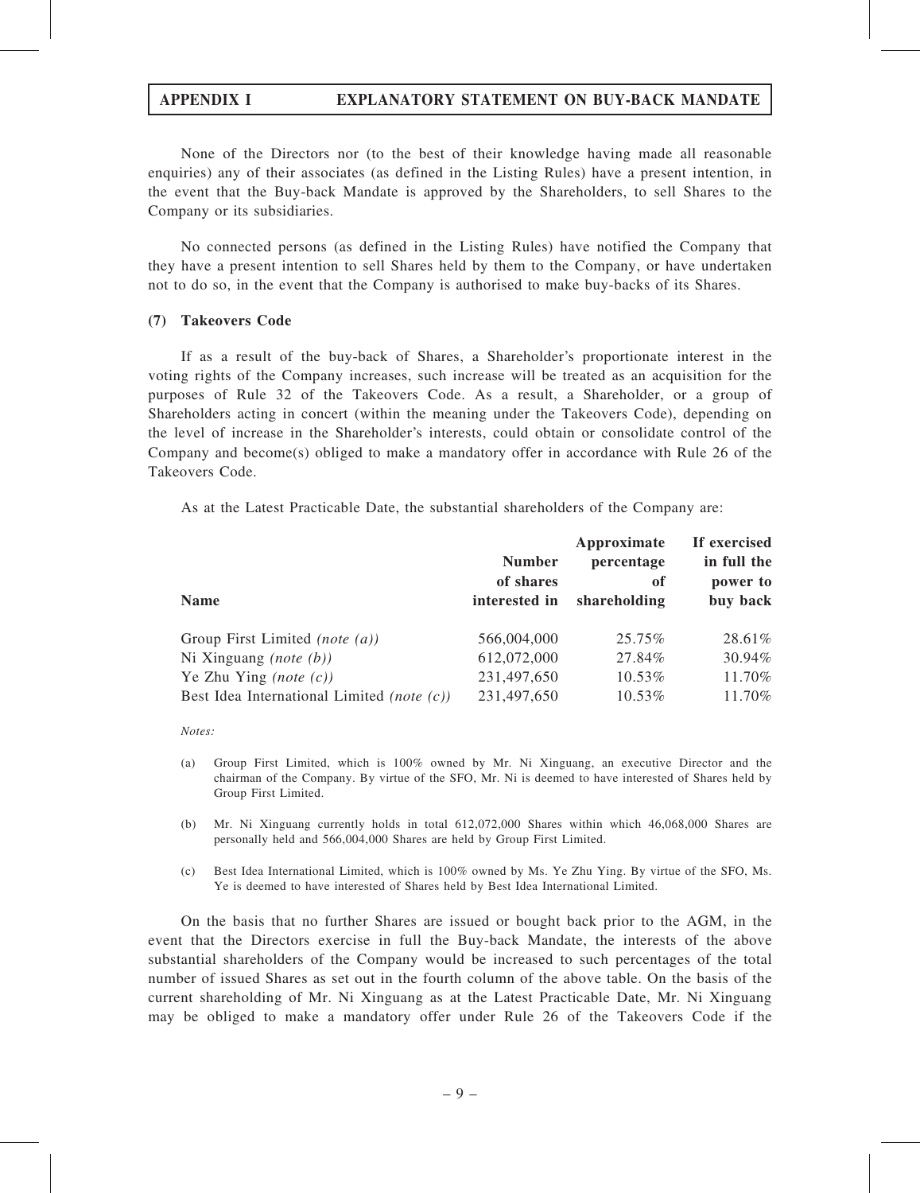None of the Directors nor (to the best of their knowledge having made all reasonable enquiries) any of their associates (as defined in the Listing Rules) have a present intention, in the event that the Buy-back Mandate is approved by the Shareholders, to sell Shares to the Company or its subsidiaries.

No connected persons (as defined in the Listing Rules) have notified the Company that they have a present intention to sell Shares held by them to the Company, or have undertaken not to do so, in the event that the Company is authorised to make buy-backs of its Shares.

### (7) Takeovers Code

If as a result of the buy-back of Shares, a Shareholder's proportionate interest in the voting rights of the Company increases, such increase will be treated as an acquisition for the purposes of Rule 32 of the Takeovers Code. As a result, a Shareholder, or a group of Shareholders acting in concert (within the meaning under the Takeovers Code), depending on the level of increase in the Shareholder's interests, could obtain or consolidate control of the Company and become(s) obliged to make a mandatory offer in accordance with Rule 26 of the Takeovers Code.

As at the Latest Practicable Date, the substantial shareholders of the Company are:

| Name | Number of shares interested in | Approximate percentage of shareholding | If exercised in full the power to buy back |
|---|---|---|---|
| Group First Limited *(note (a))* | 566,004,000 | 25.75% | 28.61% |
| Ni Xinguang *(note (b))* | 612,072,000 | 27.84% | 30.94% |
| Ye Zhu Ying *(note (c))* | 231,497,650 | 10.53% | 11.70% |
| Best Idea International Limited *(note (c))* | 231,497,650 | 10.53% | 11.70% |

*Notes:*

(a) Group First Limited, which is 100% owned by Mr. Ni Xinguang, an executive Director and the chairman of the Company. By virtue of the SFO, Mr. Ni is deemed to have interested of Shares held by Group First Limited.

(b) Mr. Ni Xinguang currently holds in total 612,072,000 Shares within which 46,068,000 Shares are personally held and 566,004,000 Shares are held by Group First Limited.

(c) Best Idea International Limited, which is 100% owned by Ms. Ye Zhu Ying. By virtue of the SFO, Ms. Ye is deemed to have interested of Shares held by Best Idea International Limited.

On the basis that no further Shares are issued or bought back prior to the AGM, in the event that the Directors exercise in full the Buy-back Mandate, the interests of the above substantial shareholders of the Company would be increased to such percentages of the total number of issued Shares as set out in the fourth column of the above table. On the basis of the current shareholding of Mr. Ni Xinguang as at the Latest Practicable Date, Mr. Ni Xinguang may be obliged to make a mandatory offer under Rule 26 of the Takeovers Code if the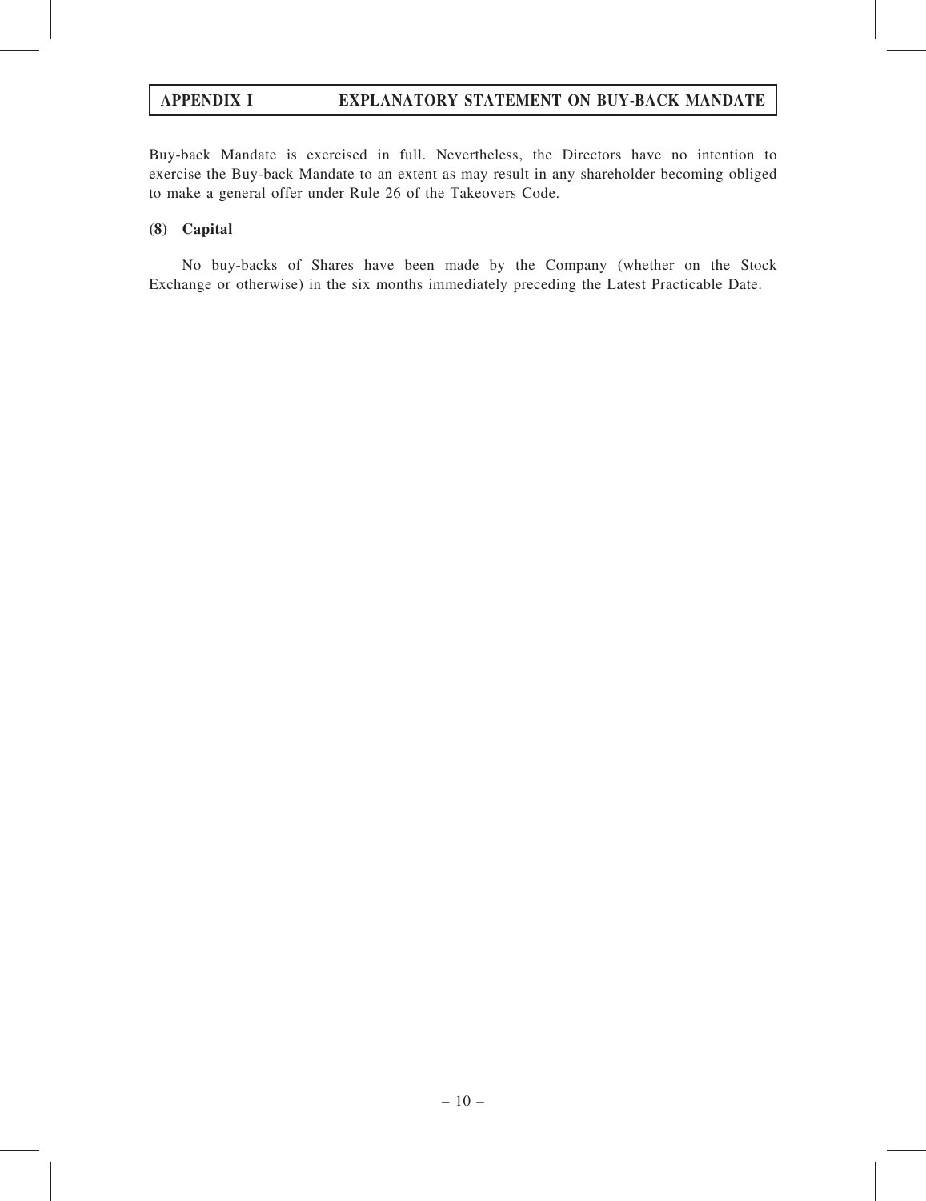Buy-back Mandate is exercised in full. Nevertheless, the Directors have no intention to exercise the Buy-back Mandate to an extent as may result in any shareholder becoming obliged to make a general offer under Rule 26 of the Takeovers Code.

**(8) Capital**

No buy-backs of Shares have been made by the Company (whether on the Stock Exchange or otherwise) in the six months immediately preceding the Latest Practicable Date.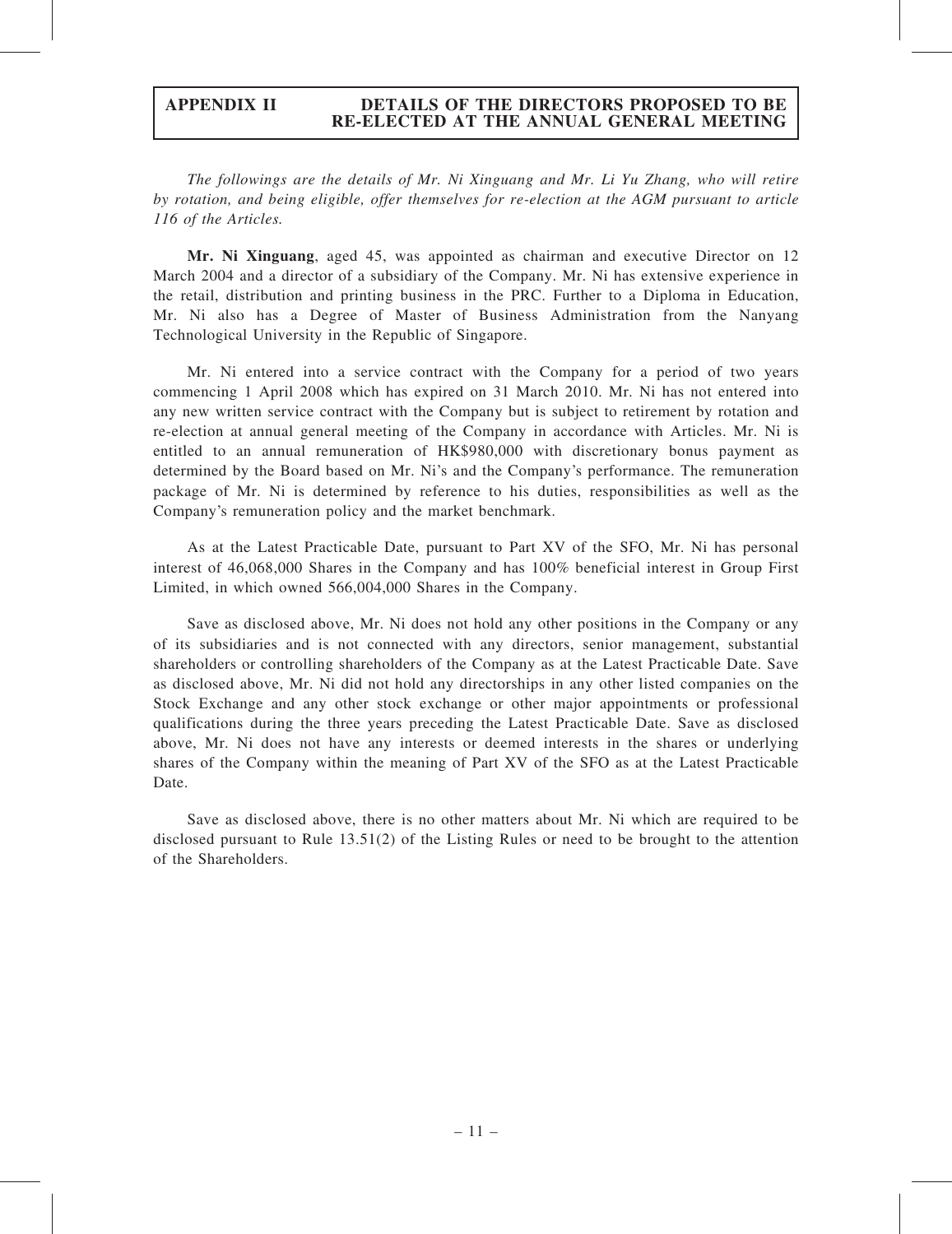*The followings are the details of Mr. Ni Xinguang and Mr. Li Yu Zhang, who will retire by rotation, and being eligible, offer themselves for re-election at the AGM pursuant to article 116 of the Articles.*

**Mr. Ni Xinguang**, aged 45, was appointed as chairman and executive Director on 12 March 2004 and a director of a subsidiary of the Company. Mr. Ni has extensive experience in the retail, distribution and printing business in the PRC. Further to a Diploma in Education, Mr. Ni also has a Degree of Master of Business Administration from the Nanyang Technological University in the Republic of Singapore.

Mr. Ni entered into a service contract with the Company for a period of two years commencing 1 April 2008 which has expired on 31 March 2010. Mr. Ni has not entered into any new written service contract with the Company but is subject to retirement by rotation and re-election at annual general meeting of the Company in accordance with Articles. Mr. Ni is entitled to an annual remuneration of HK$980,000 with discretionary bonus payment as determined by the Board based on Mr. Ni's and the Company's performance. The remuneration package of Mr. Ni is determined by reference to his duties, responsibilities as well as the Company's remuneration policy and the market benchmark.

As at the Latest Practicable Date, pursuant to Part XV of the SFO, Mr. Ni has personal interest of 46,068,000 Shares in the Company and has 100% beneficial interest in Group First Limited, in which owned 566,004,000 Shares in the Company.

Save as disclosed above, Mr. Ni does not hold any other positions in the Company or any of its subsidiaries and is not connected with any directors, senior management, substantial shareholders or controlling shareholders of the Company as at the Latest Practicable Date. Save as disclosed above, Mr. Ni did not hold any directorships in any other listed companies on the Stock Exchange and any other stock exchange or other major appointments or professional qualifications during the three years preceding the Latest Practicable Date. Save as disclosed above, Mr. Ni does not have any interests or deemed interests in the shares or underlying shares of the Company within the meaning of Part XV of the SFO as at the Latest Practicable Date.

Save as disclosed above, there is no other matters about Mr. Ni which are required to be disclosed pursuant to Rule 13.51(2) of the Listing Rules or need to be brought to the attention of the Shareholders.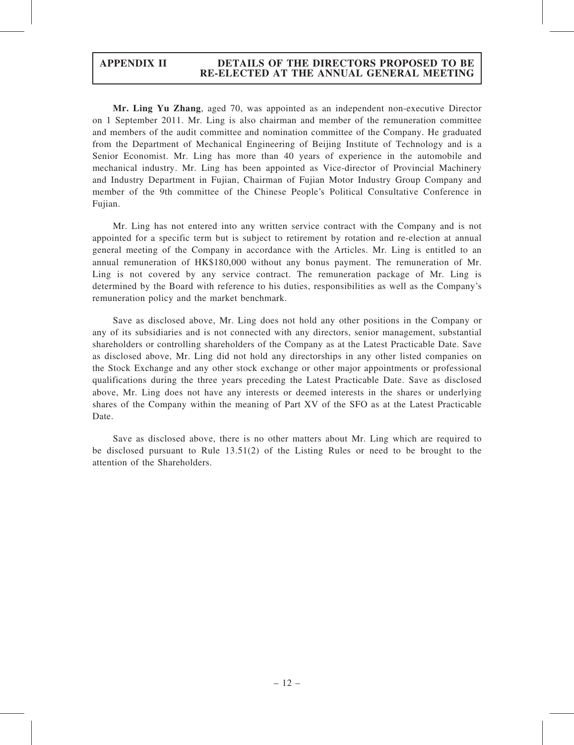**Mr. Ling Yu Zhang**, aged 70, was appointed as an independent non-executive Director on 1 September 2011. Mr. Ling is also chairman and member of the remuneration committee and members of the audit committee and nomination committee of the Company. He graduated from the Department of Mechanical Engineering of Beijing Institute of Technology and is a Senior Economist. Mr. Ling has more than 40 years of experience in the automobile and mechanical industry. Mr. Ling has been appointed as Vice-director of Provincial Machinery and Industry Department in Fujian, Chairman of Fujian Motor Industry Group Company and member of the 9th committee of the Chinese People's Political Consultative Conference in Fujian.

Mr. Ling has not entered into any written service contract with the Company and is not appointed for a specific term but is subject to retirement by rotation and re-election at annual general meeting of the Company in accordance with the Articles. Mr. Ling is entitled to an annual remuneration of HK$180,000 without any bonus payment. The remuneration of Mr. Ling is not covered by any service contract. The remuneration package of Mr. Ling is determined by the Board with reference to his duties, responsibilities as well as the Company's remuneration policy and the market benchmark.

Save as disclosed above, Mr. Ling does not hold any other positions in the Company or any of its subsidiaries and is not connected with any directors, senior management, substantial shareholders or controlling shareholders of the Company as at the Latest Practicable Date. Save as disclosed above, Mr. Ling did not hold any directorships in any other listed companies on the Stock Exchange and any other stock exchange or other major appointments or professional qualifications during the three years preceding the Latest Practicable Date. Save as disclosed above, Mr. Ling does not have any interests or deemed interests in the shares or underlying shares of the Company within the meaning of Part XV of the SFO as at the Latest Practicable Date.

Save as disclosed above, there is no other matters about Mr. Ling which are required to be disclosed pursuant to Rule 13.51(2) of the Listing Rules or need to be brought to the attention of the Shareholders.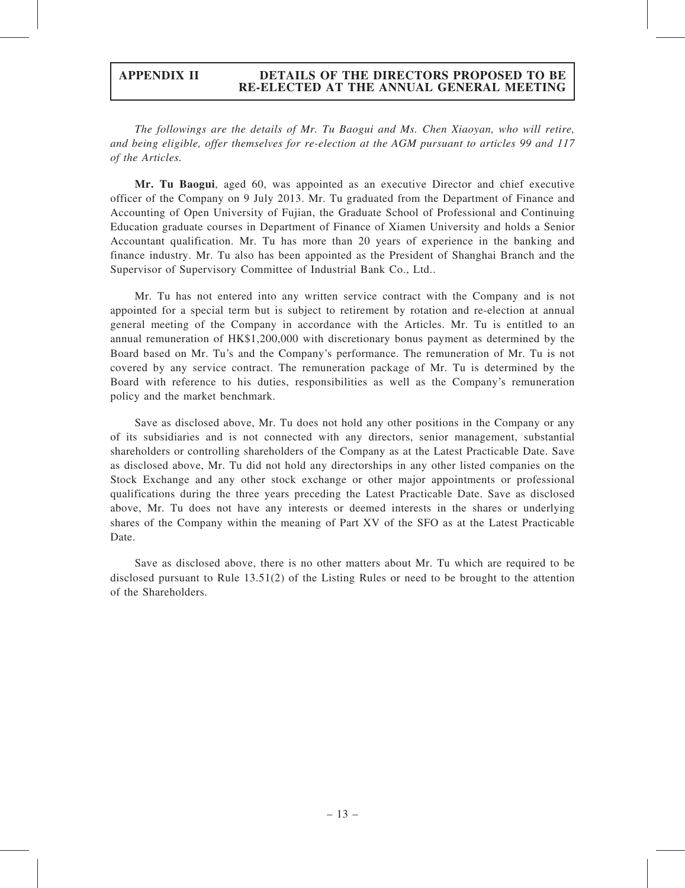*The followings are the details of Mr. Tu Baogui and Ms. Chen Xiaoyan, who will retire, and being eligible, offer themselves for re-election at the AGM pursuant to articles 99 and 117 of the Articles.*

**Mr. Tu Baogui**, aged 60, was appointed as an executive Director and chief executive officer of the Company on 9 July 2013. Mr. Tu graduated from the Department of Finance and Accounting of Open University of Fujian, the Graduate School of Professional and Continuing Education graduate courses in Department of Finance of Xiamen University and holds a Senior Accountant qualification. Mr. Tu has more than 20 years of experience in the banking and finance industry. Mr. Tu also has been appointed as the President of Shanghai Branch and the Supervisor of Supervisory Committee of Industrial Bank Co., Ltd..

Mr. Tu has not entered into any written service contract with the Company and is not appointed for a special term but is subject to retirement by rotation and re-election at annual general meeting of the Company in accordance with the Articles. Mr. Tu is entitled to an annual remuneration of HK$1,200,000 with discretionary bonus payment as determined by the Board based on Mr. Tu's and the Company's performance. The remuneration of Mr. Tu is not covered by any service contract. The remuneration package of Mr. Tu is determined by the Board with reference to his duties, responsibilities as well as the Company's remuneration policy and the market benchmark.

Save as disclosed above, Mr. Tu does not hold any other positions in the Company or any of its subsidiaries and is not connected with any directors, senior management, substantial shareholders or controlling shareholders of the Company as at the Latest Practicable Date. Save as disclosed above, Mr. Tu did not hold any directorships in any other listed companies on the Stock Exchange and any other stock exchange or other major appointments or professional qualifications during the three years preceding the Latest Practicable Date. Save as disclosed above, Mr. Tu does not have any interests or deemed interests in the shares or underlying shares of the Company within the meaning of Part XV of the SFO as at the Latest Practicable Date.

Save as disclosed above, there is no other matters about Mr. Tu which are required to be disclosed pursuant to Rule 13.51(2) of the Listing Rules or need to be brought to the attention of the Shareholders.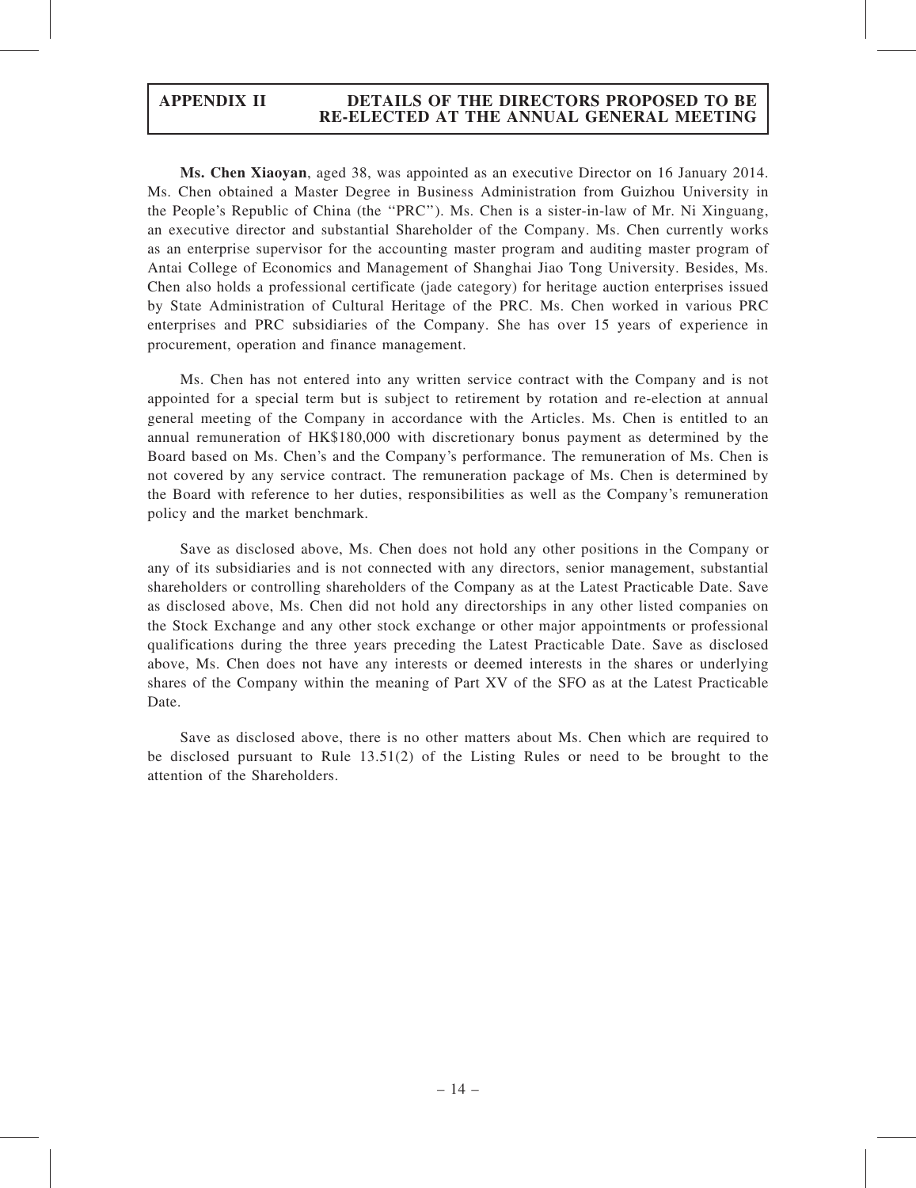**Ms. Chen Xiaoyan**, aged 38, was appointed as an executive Director on 16 January 2014. Ms. Chen obtained a Master Degree in Business Administration from Guizhou University in the People's Republic of China (the "PRC"). Ms. Chen is a sister-in-law of Mr. Ni Xinguang, an executive director and substantial Shareholder of the Company. Ms. Chen currently works as an enterprise supervisor for the accounting master program and auditing master program of Antai College of Economics and Management of Shanghai Jiao Tong University. Besides, Ms. Chen also holds a professional certificate (jade category) for heritage auction enterprises issued by State Administration of Cultural Heritage of the PRC. Ms. Chen worked in various PRC enterprises and PRC subsidiaries of the Company. She has over 15 years of experience in procurement, operation and finance management.

Ms. Chen has not entered into any written service contract with the Company and is not appointed for a special term but is subject to retirement by rotation and re-election at annual general meeting of the Company in accordance with the Articles. Ms. Chen is entitled to an annual remuneration of HK$180,000 with discretionary bonus payment as determined by the Board based on Ms. Chen's and the Company's performance. The remuneration of Ms. Chen is not covered by any service contract. The remuneration package of Ms. Chen is determined by the Board with reference to her duties, responsibilities as well as the Company's remuneration policy and the market benchmark.

Save as disclosed above, Ms. Chen does not hold any other positions in the Company or any of its subsidiaries and is not connected with any directors, senior management, substantial shareholders or controlling shareholders of the Company as at the Latest Practicable Date. Save as disclosed above, Ms. Chen did not hold any directorships in any other listed companies on the Stock Exchange and any other stock exchange or other major appointments or professional qualifications during the three years preceding the Latest Practicable Date. Save as disclosed above, Ms. Chen does not have any interests or deemed interests in the shares or underlying shares of the Company within the meaning of Part XV of the SFO as at the Latest Practicable Date.

Save as disclosed above, there is no other matters about Ms. Chen which are required to be disclosed pursuant to Rule 13.51(2) of the Listing Rules or need to be brought to the attention of the Shareholders.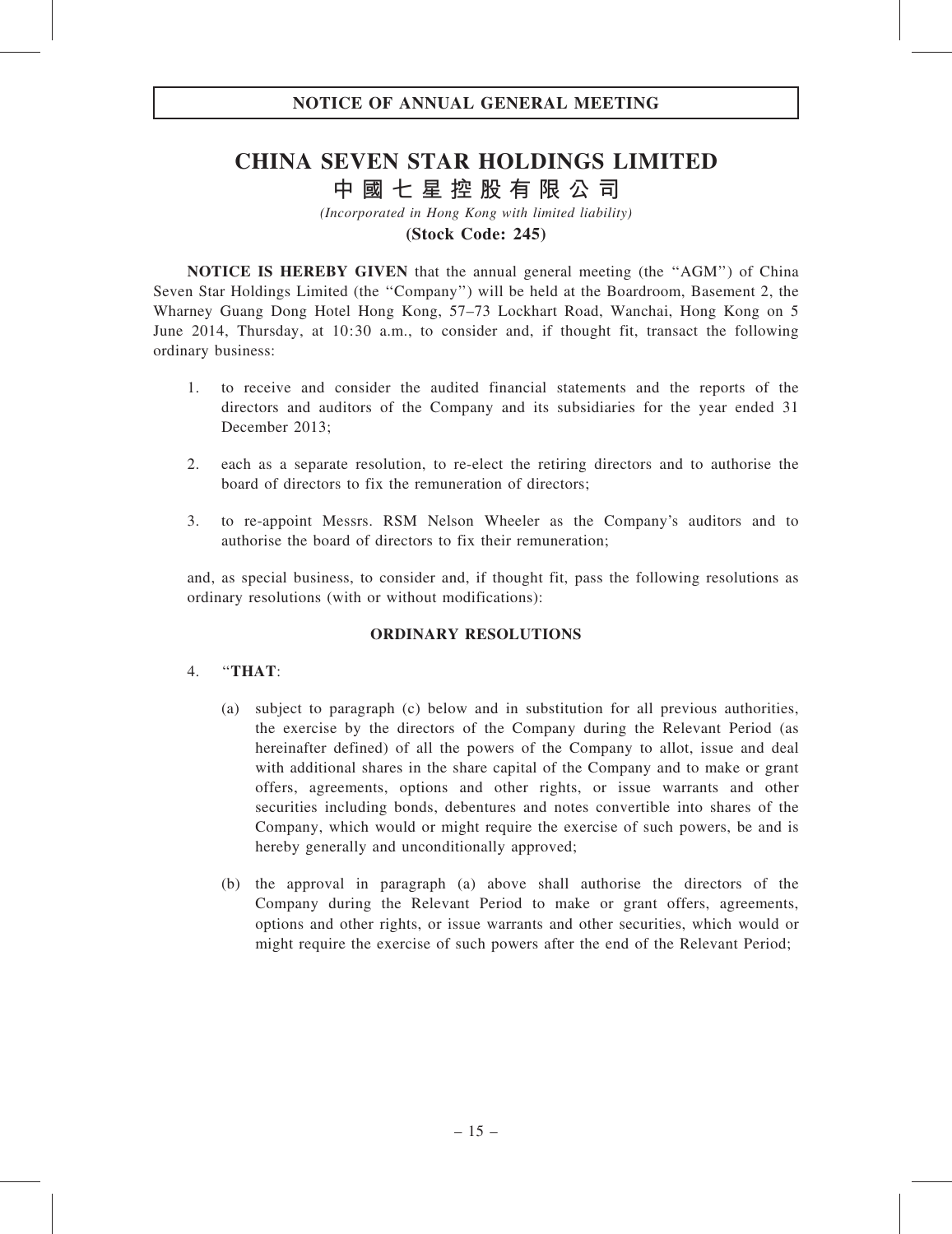**NOTICE OF ANNUAL GENERAL MEETING**

# CHINA SEVEN STAR HOLDINGS LIMITED
# 中國七星控股有限公司

*(Incorporated in Hong Kong with limited liability)*

**(Stock Code: 245)**

**NOTICE IS HEREBY GIVEN** that the annual general meeting (the ''AGM'') of China Seven Star Holdings Limited (the ''Company'') will be held at the Boardroom, Basement 2, the Wharney Guang Dong Hotel Hong Kong, 57–73 Lockhart Road, Wanchai, Hong Kong on 5 June 2014, Thursday, at 10:30 a.m., to consider and, if thought fit, transact the following ordinary business:

1. to receive and consider the audited financial statements and the reports of the directors and auditors of the Company and its subsidiaries for the year ended 31 December 2013;

2. each as a separate resolution, to re-elect the retiring directors and to authorise the board of directors to fix the remuneration of directors;

3. to re-appoint Messrs. RSM Nelson Wheeler as the Company's auditors and to authorise the board of directors to fix their remuneration;

and, as special business, to consider and, if thought fit, pass the following resolutions as ordinary resolutions (with or without modifications):

**ORDINARY RESOLUTIONS**

4. ''**THAT**:

   (a) subject to paragraph (c) below and in substitution for all previous authorities, the exercise by the directors of the Company during the Relevant Period (as hereinafter defined) of all the powers of the Company to allot, issue and deal with additional shares in the share capital of the Company and to make or grant offers, agreements, options and other rights, or issue warrants and other securities including bonds, debentures and notes convertible into shares of the Company, which would or might require the exercise of such powers, be and is hereby generally and unconditionally approved;

   (b) the approval in paragraph (a) above shall authorise the directors of the Company during the Relevant Period to make or grant offers, agreements, options and other rights, or issue warrants and other securities, which would or might require the exercise of such powers after the end of the Relevant Period;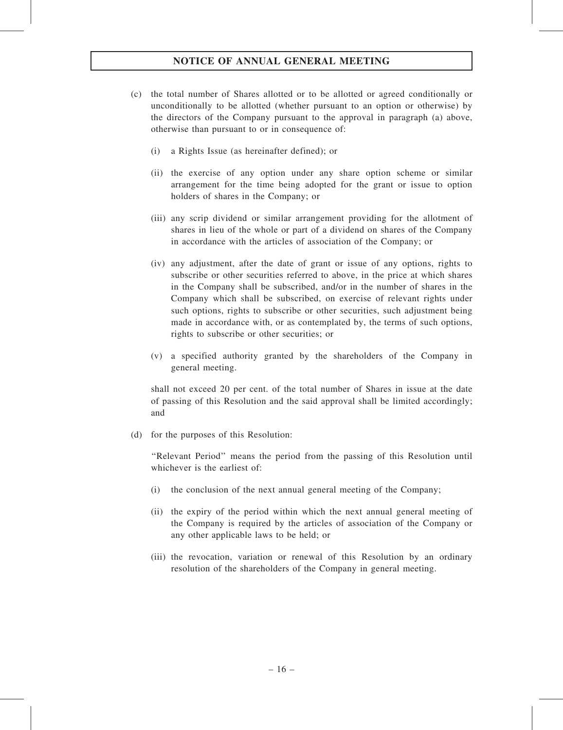(c) the total number of Shares allotted or to be allotted or agreed conditionally or unconditionally to be allotted (whether pursuant to an option or otherwise) by the directors of the Company pursuant to the approval in paragraph (a) above, otherwise than pursuant to or in consequence of:

(i) a Rights Issue (as hereinafter defined); or

(ii) the exercise of any option under any share option scheme or similar arrangement for the time being adopted for the grant or issue to option holders of shares in the Company; or

(iii) any scrip dividend or similar arrangement providing for the allotment of shares in lieu of the whole or part of a dividend on shares of the Company in accordance with the articles of association of the Company; or

(iv) any adjustment, after the date of grant or issue of any options, rights to subscribe or other securities referred to above, in the price at which shares in the Company shall be subscribed, and/or in the number of shares in the Company which shall be subscribed, on exercise of relevant rights under such options, rights to subscribe or other securities, such adjustment being made in accordance with, or as contemplated by, the terms of such options, rights to subscribe or other securities; or

(v) a specified authority granted by the shareholders of the Company in general meeting.

shall not exceed 20 per cent. of the total number of Shares in issue at the date of passing of this Resolution and the said approval shall be limited accordingly; and

(d) for the purposes of this Resolution:

"Relevant Period" means the period from the passing of this Resolution until whichever is the earliest of:

(i) the conclusion of the next annual general meeting of the Company;

(ii) the expiry of the period within which the next annual general meeting of the Company is required by the articles of association of the Company or any other applicable laws to be held; or

(iii) the revocation, variation or renewal of this Resolution by an ordinary resolution of the shareholders of the Company in general meeting.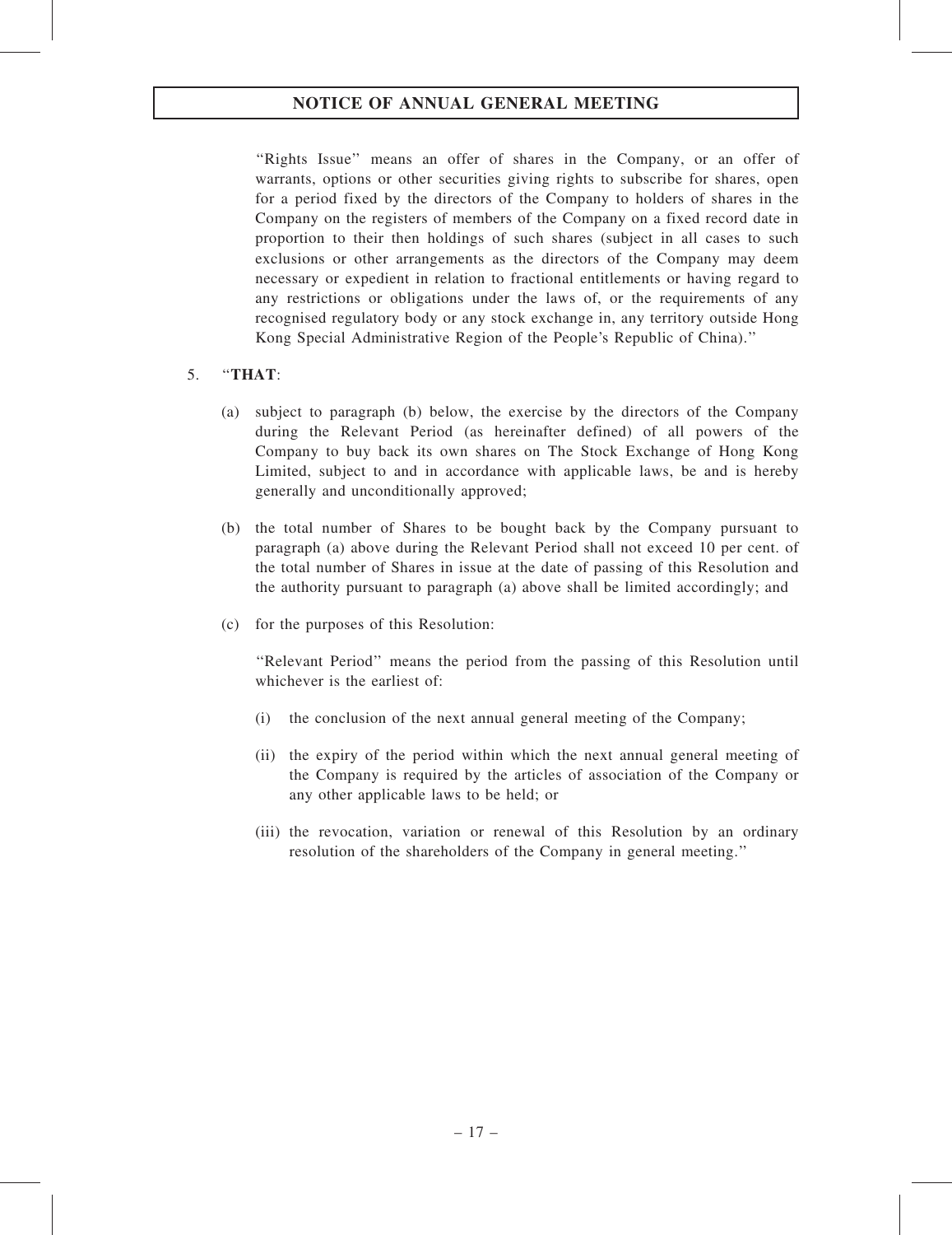"Rights Issue" means an offer of shares in the Company, or an offer of warrants, options or other securities giving rights to subscribe for shares, open for a period fixed by the directors of the Company to holders of shares in the Company on the registers of members of the Company on a fixed record date in proportion to their then holdings of such shares (subject in all cases to such exclusions or other arrangements as the directors of the Company may deem necessary or expedient in relation to fractional entitlements or having regard to any restrictions or obligations under the laws of, or the requirements of any recognised regulatory body or any stock exchange in, any territory outside Hong Kong Special Administrative Region of the People's Republic of China)."

5. "**THAT**:

   (a) subject to paragraph (b) below, the exercise by the directors of the Company during the Relevant Period (as hereinafter defined) of all powers of the Company to buy back its own shares on The Stock Exchange of Hong Kong Limited, subject to and in accordance with applicable laws, be and is hereby generally and unconditionally approved;

   (b) the total number of Shares to be bought back by the Company pursuant to paragraph (a) above during the Relevant Period shall not exceed 10 per cent. of the total number of Shares in issue at the date of passing of this Resolution and the authority pursuant to paragraph (a) above shall be limited accordingly; and

   (c) for the purposes of this Resolution:

   "Relevant Period" means the period from the passing of this Resolution until whichever is the earliest of:

   (i) the conclusion of the next annual general meeting of the Company;

   (ii) the expiry of the period within which the next annual general meeting of the Company is required by the articles of association of the Company or any other applicable laws to be held; or

   (iii) the revocation, variation or renewal of this Resolution by an ordinary resolution of the shareholders of the Company in general meeting."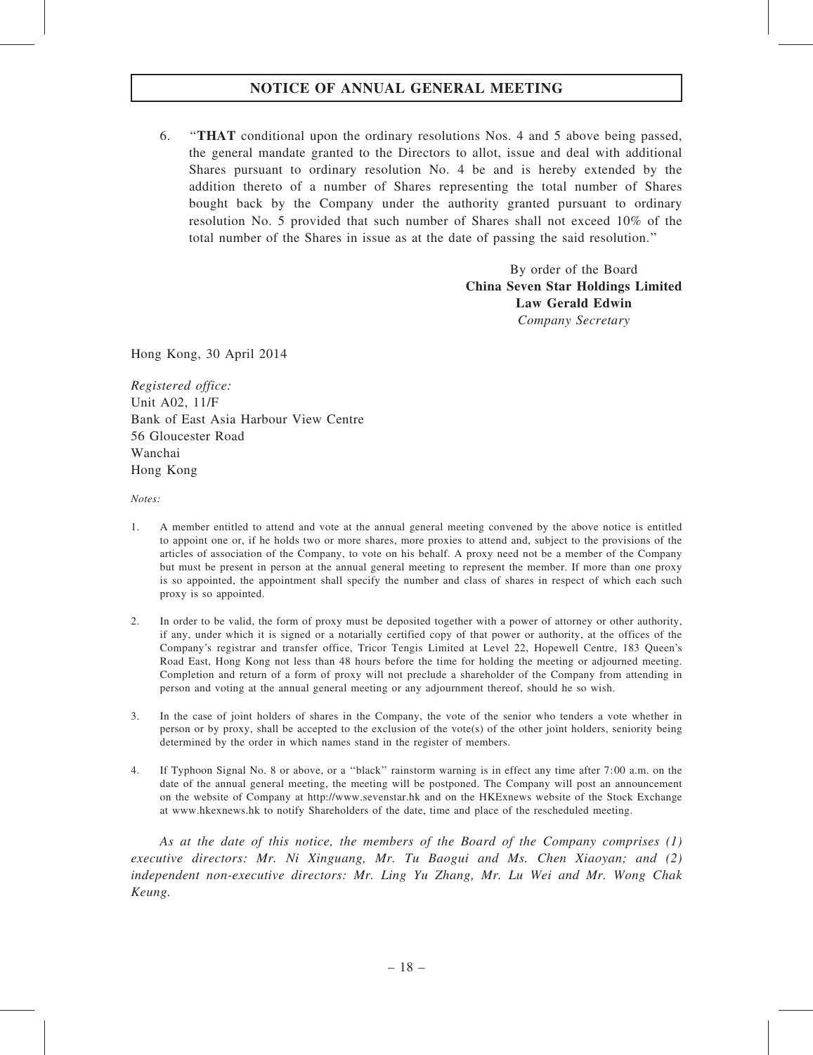6. "**THAT** conditional upon the ordinary resolutions Nos. 4 and 5 above being passed, the general mandate granted to the Directors to allot, issue and deal with additional Shares pursuant to ordinary resolution No. 4 be and is hereby extended by the addition thereto of a number of Shares representing the total number of Shares bought back by the Company under the authority granted pursuant to ordinary resolution No. 5 provided that such number of Shares shall not exceed 10% of the total number of the Shares in issue as at the date of passing the said resolution."

By order of the Board
**China Seven Star Holdings Limited**
**Law Gerald Edwin**
*Company Secretary*

Hong Kong, 30 April 2014

*Registered office:*
Unit A02, 11/F
Bank of East Asia Harbour View Centre
56 Gloucester Road
Wanchai
Hong Kong

*Notes:*

1. A member entitled to attend and vote at the annual general meeting convened by the above notice is entitled to appoint one or, if he holds two or more shares, more proxies to attend and, subject to the provisions of the articles of association of the Company, to vote on his behalf. A proxy need not be a member of the Company but must be present in person at the annual general meeting to represent the member. If more than one proxy is so appointed, the appointment shall specify the number and class of shares in respect of which each such proxy is so appointed.

2. In order to be valid, the form of proxy must be deposited together with a power of attorney or other authority, if any, under which it is signed or a notarially certified copy of that power or authority, at the offices of the Company's registrar and transfer office, Tricor Tengis Limited at Level 22, Hopewell Centre, 183 Queen's Road East, Hong Kong not less than 48 hours before the time for holding the meeting or adjourned meeting. Completion and return of a form of proxy will not preclude a shareholder of the Company from attending in person and voting at the annual general meeting or any adjournment thereof, should he so wish.

3. In the case of joint holders of shares in the Company, the vote of the senior who tenders a vote whether in person or by proxy, shall be accepted to the exclusion of the vote(s) of the other joint holders, seniority being determined by the order in which names stand in the register of members.

4. If Typhoon Signal No. 8 or above, or a "black" rainstorm warning is in effect any time after 7:00 a.m. on the date of the annual general meeting, the meeting will be postponed. The Company will post an announcement on the website of Company at http://www.sevenstar.hk and on the HKExnews website of the Stock Exchange at www.hkexnews.hk to notify Shareholders of the date, time and place of the rescheduled meeting.

*As at the date of this notice, the members of the Board of the Company comprises (1) executive directors: Mr. Ni Xinguang, Mr. Tu Baogui and Ms. Chen Xiaoyan; and (2) independent non-executive directors: Mr. Ling Yu Zhang, Mr. Lu Wei and Mr. Wong Chak Keung.*